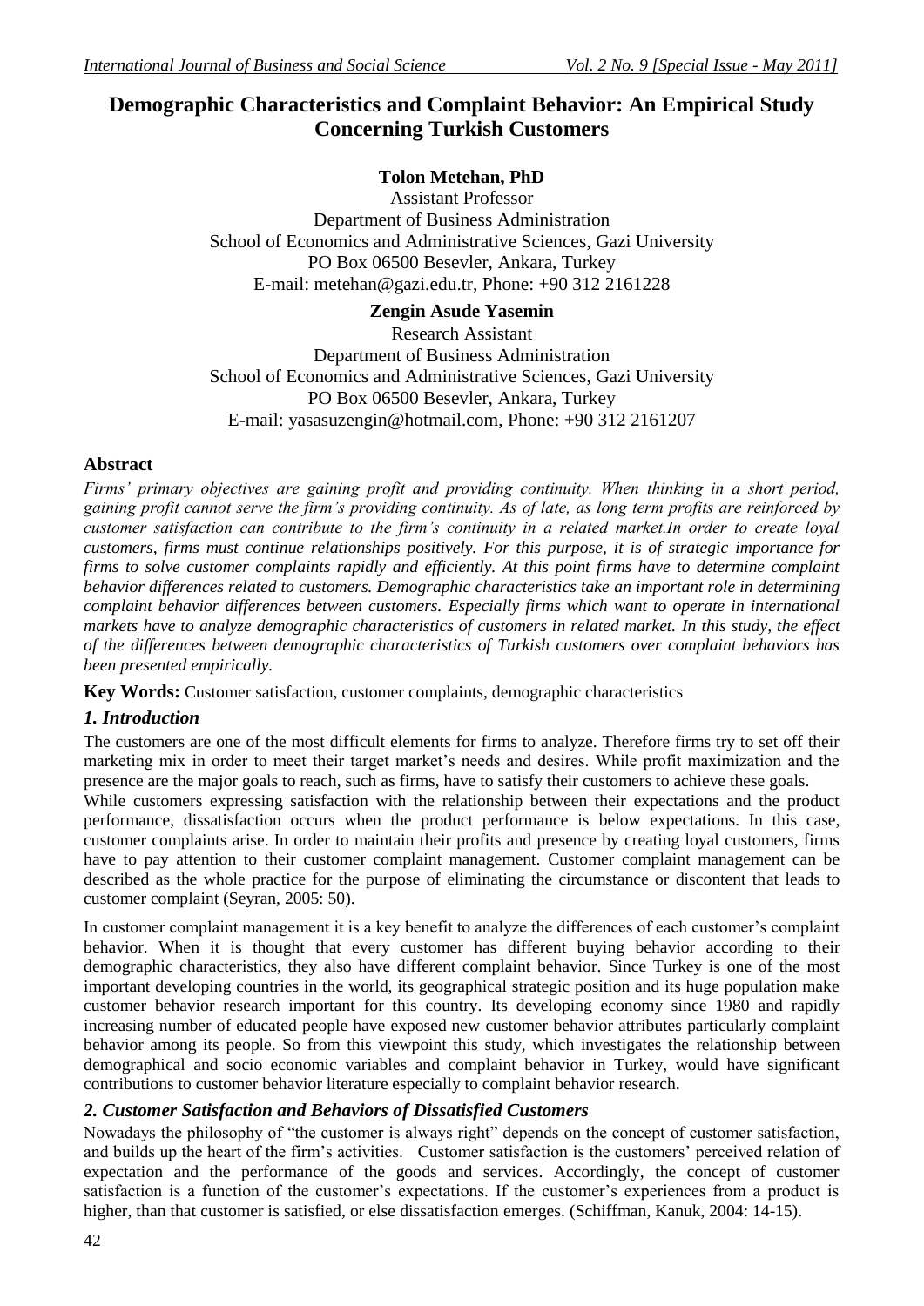# Demographic Characteristics and Complaint Behavior: An Empirical Study Concerning Turkish Customers

**Tolon Metehan, PhD**
Assistant Professor
Department of Business Administration
School of Economics and Administrative Sciences, Gazi University
PO Box 06500 Besevler, Ankara, Turkey
E-mail: metehan@gazi.edu.tr, Phone: +90 312 2161228

**Zengin Asude Yasemin**
Research Assistant
Department of Business Administration
School of Economics and Administrative Sciences, Gazi University
PO Box 06500 Besevler, Ankara, Turkey
E-mail: yasasuzengin@hotmail.com, Phone: +90 312 2161207

## Abstract

*Firms' primary objectives are gaining profit and providing continuity. When thinking in a short period, gaining profit cannot serve the firm's providing continuity. As of late, as long term profits are reinforced by customer satisfaction can contribute to the firm's continuity in a related market.In order to create loyal customers, firms must continue relationships positively. For this purpose, it is of strategic importance for firms to solve customer complaints rapidly and efficiently. At this point firms have to determine complaint behavior differences related to customers. Demographic characteristics take an important role in determining complaint behavior differences between customers. Especially firms which want to operate in international markets have to analyze demographic characteristics of customers in related market. In this study, the effect of the differences between demographic characteristics of Turkish customers over complaint behaviors has been presented empirically.*

**Key Words:** Customer satisfaction, customer complaints, demographic characteristics

## *1. Introduction*

The customers are one of the most difficult elements for firms to analyze. Therefore firms try to set off their marketing mix in order to meet their target market's needs and desires. While profit maximization and the presence are the major goals to reach, such as firms, have to satisfy their customers to achieve these goals.

While customers expressing satisfaction with the relationship between their expectations and the product performance, dissatisfaction occurs when the product performance is below expectations. In this case, customer complaints arise. In order to maintain their profits and presence by creating loyal customers, firms have to pay attention to their customer complaint management. Customer complaint management can be described as the whole practice for the purpose of eliminating the circumstance or discontent that leads to customer complaint (Seyran, 2005: 50).

In customer complaint management it is a key benefit to analyze the differences of each customer's complaint behavior. When it is thought that every customer has different buying behavior according to their demographic characteristics, they also have different complaint behavior. Since Turkey is one of the most important developing countries in the world, its geographical strategic position and its huge population make customer behavior research important for this country. Its developing economy since 1980 and rapidly increasing number of educated people have exposed new customer behavior attributes particularly complaint behavior among its people. So from this viewpoint this study, which investigates the relationship between demographical and socio economic variables and complaint behavior in Turkey, would have significant contributions to customer behavior literature especially to complaint behavior research.

## *2. Customer Satisfaction and Behaviors of Dissatisfied Customers*

Nowadays the philosophy of "the customer is always right" depends on the concept of customer satisfaction, and builds up the heart of the firm's activities. Customer satisfaction is the customers' perceived relation of expectation and the performance of the goods and services. Accordingly, the concept of customer satisfaction is a function of the customer's expectations. If the customer's experiences from a product is higher, than that customer is satisfied, or else dissatisfaction emerges. (Schiffman, Kanuk, 2004: 14-15).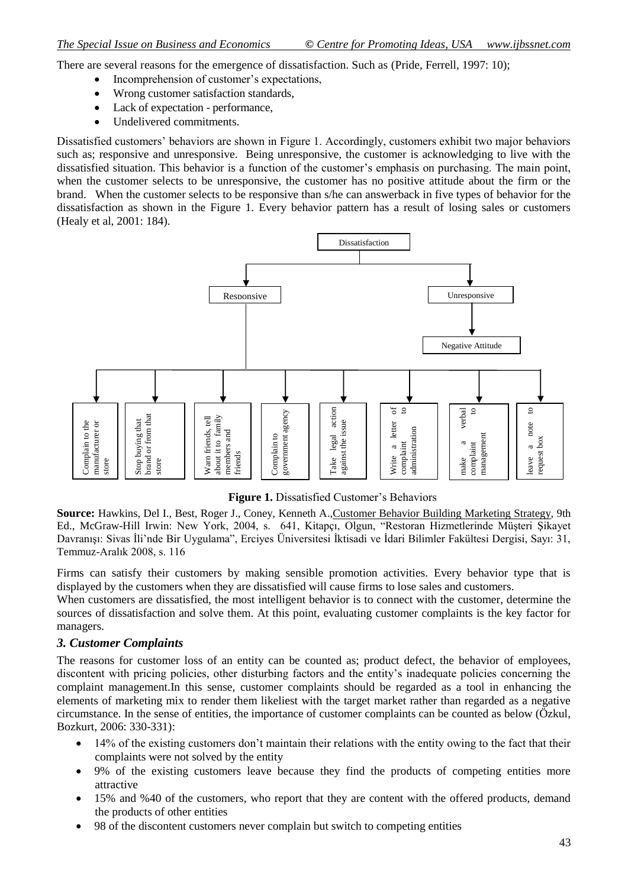There are several reasons for the emergence of dissatisfaction. Such as (Pride, Ferrell, 1997: 10);

- Incomprehension of customer's expectations,
- Wrong customer satisfaction standards,
- Lack of expectation - performance,
- Undelivered commitments.

Dissatisfied customers' behaviors are shown in Figure 1. Accordingly, customers exhibit two major behaviors such as; responsive and unresponsive. Being unresponsive, the customer is acknowledging to live with the dissatisfied situation. This behavior is a function of the customer's emphasis on purchasing. The main point, when the customer selects to be unresponsive, the customer has no positive attitude about the firm or the brand. When the customer selects to be responsive than s/he can answerback in five types of behavior for the dissatisfaction as shown in the Figure 1. Every behavior pattern has a result of losing sales or customers (Healy et al, 2001: 184).

Dissatisfaction

- Responsive
  - Complain to the manufacturer or store
  - Stop buying that brand or from that store
  - Warn friends, tell about it to family members and friends
  - Complain to government agency
  - Take legal action against the issue
  - Write a letter of complaint to administration
  - make a verbal complaint to management
  - leave a note to request box
- Unresponsive
  - Negative Attitude

**Figure 1.** Dissatisfied Customer's Behaviors

**Source:** Hawkins, Del I., Best, Roger J., Coney, Kenneth A.,Customer Behavior Building Marketing Strategy, 9th Ed., McGraw-Hill Irwin: New York, 2004, s. 641, Kitapçı, Olgun, "Restoran Hizmetlerinde Müşteri Şikayet Davranışı: Sivas İli'nde Bir Uygulama", Erciyes Üniversitesi İktisadi ve İdari Bilimler Fakültesi Dergisi, Sayı: 31, Temmuz-Aralık 2008, s. 116

Firms can satisfy their customers by making sensible promotion activities. Every behavior type that is displayed by the customers when they are dissatisfied will cause firms to lose sales and customers.

When customers are dissatisfied, the most intelligent behavior is to connect with the customer, determine the sources of dissatisfaction and solve them. At this point, evaluating customer complaints is the key factor for managers.

### *3. Customer Complaints*

The reasons for customer loss of an entity can be counted as; product defect, the behavior of employees, discontent with pricing policies, other disturbing factors and the entity's inadequate policies concerning the complaint management.In this sense, customer complaints should be regarded as a tool in enhancing the elements of marketing mix to render them likeliest with the target market rather than regarded as a negative circumstance. In the sense of entities, the importance of customer complaints can be counted as below (Özkul, Bozkurt, 2006: 330-331):

- 14% of the existing customers don't maintain their relations with the entity owing to the fact that their complaints were not solved by the entity
- 9% of the existing customers leave because they find the products of competing entities more attractive
- 15% and %40 of the customers, who report that they are content with the offered products, demand the products of other entities
- 98 of the discontent customers never complain but switch to competing entities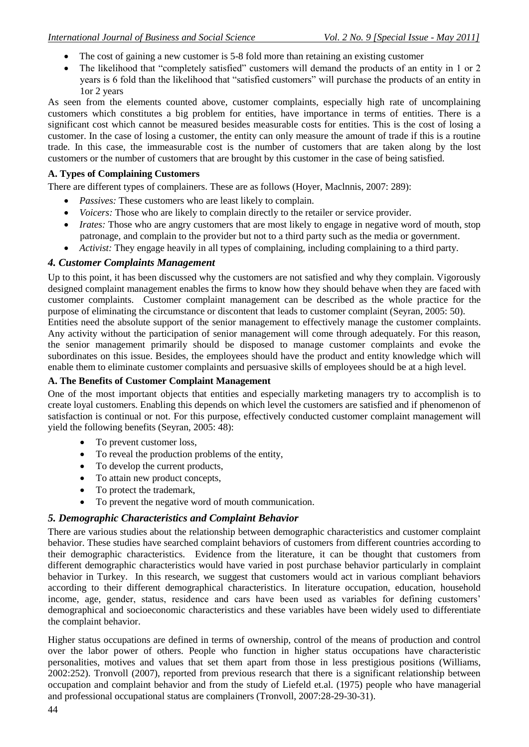- The cost of gaining a new customer is 5-8 fold more than retaining an existing customer
- The likelihood that "completely satisfied" customers will demand the products of an entity in 1 or 2 years is 6 fold than the likelihood that "satisfied customers" will purchase the products of an entity in 1or 2 years

As seen from the elements counted above, customer complaints, especially high rate of uncomplaining customers which constitutes a big problem for entities, have importance in terms of entities. There is a significant cost which cannot be measured besides measurable costs for entities. This is the cost of losing a customer. In the case of losing a customer, the entity can only measure the amount of trade if this is a routine trade. In this case, the immeasurable cost is the number of customers that are taken along by the lost customers or the number of customers that are brought by this customer in the case of being satisfied.

**A. Types of Complaining Customers**

There are different types of complainers. These are as follows (Hoyer, Maclnnis, 2007: 289):

- *Passives:* These customers who are least likely to complain.
- *Voicers:* Those who are likely to complain directly to the retailer or service provider.
- *Irates:* Those who are angry customers that are most likely to engage in negative word of mouth, stop patronage, and complain to the provider but not to a third party such as the media or government.
- *Activist:* They engage heavily in all types of complaining, including complaining to a third party.

## *4. Customer Complaints Management*

Up to this point, it has been discussed why the customers are not satisfied and why they complain. Vigorously designed complaint management enables the firms to know how they should behave when they are faced with customer complaints. Customer complaint management can be described as the whole practice for the purpose of eliminating the circumstance or discontent that leads to customer complaint (Seyran, 2005: 50).

Entities need the absolute support of the senior management to effectively manage the customer complaints. Any activity without the participation of senior management will come through adequately. For this reason, the senior management primarily should be disposed to manage customer complaints and evoke the subordinates on this issue. Besides, the employees should have the product and entity knowledge which will enable them to eliminate customer complaints and persuasive skills of employees should be at a high level.

**A. The Benefits of Customer Complaint Management**

One of the most important objects that entities and especially marketing managers try to accomplish is to create loyal customers. Enabling this depends on which level the customers are satisfied and if phenomenon of satisfaction is continual or not. For this purpose, effectively conducted customer complaint management will yield the following benefits (Seyran, 2005: 48):

- To prevent customer loss,
- To reveal the production problems of the entity,
- To develop the current products,
- To attain new product concepts,
- To protect the trademark,
- To prevent the negative word of mouth communication.

## *5. Demographic Characteristics and Complaint Behavior*

There are various studies about the relationship between demographic characteristics and customer complaint behavior. These studies have searched complaint behaviors of customers from different countries according to their demographic characteristics. Evidence from the literature, it can be thought that customers from different demographic characteristics would have varied in post purchase behavior particularly in complaint behavior in Turkey. In this research, we suggest that customers would act in various compliant behaviors according to their different demographical characteristics. In literature occupation, education, household income, age, gender, status, residence and cars have been used as variables for defining customers' demographical and socioeconomic characteristics and these variables have been widely used to differentiate the complaint behavior.

Higher status occupations are defined in terms of ownership, control of the means of production and control over the labor power of others. People who function in higher status occupations have characteristic personalities, motives and values that set them apart from those in less prestigious positions (Williams, 2002:252). Tronvoll (2007), reported from previous research that there is a significant relationship between occupation and complaint behavior and from the study of Liefeld et.al. (1975) people who have managerial and professional occupational status are complainers (Tronvoll, 2007:28-29-30-31).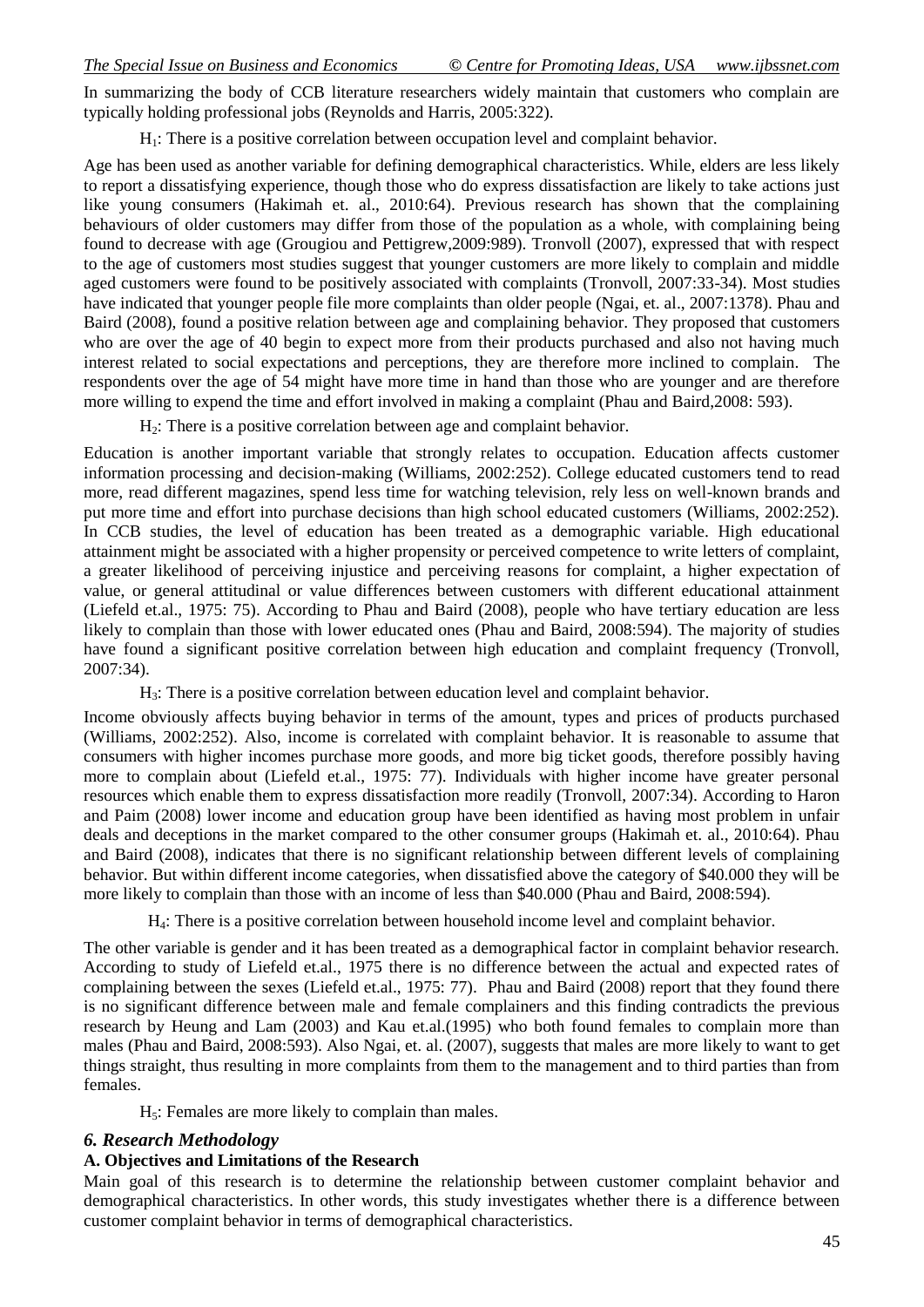In summarizing the body of CCB literature researchers widely maintain that customers who complain are typically holding professional jobs (Reynolds and Harris, 2005:322).

$H_1$: There is a positive correlation between occupation level and complaint behavior.

Age has been used as another variable for defining demographical characteristics. While, elders are less likely to report a dissatisfying experience, though those who do express dissatisfaction are likely to take actions just like young consumers (Hakimah et. al., 2010:64). Previous research has shown that the complaining behaviours of older customers may differ from those of the population as a whole, with complaining being found to decrease with age (Grougiou and Pettigrew,2009:989). Tronvoll (2007), expressed that with respect to the age of customers most studies suggest that younger customers are more likely to complain and middle aged customers were found to be positively associated with complaints (Tronvoll, 2007:33-34). Most studies have indicated that younger people file more complaints than older people (Ngai, et. al., 2007:1378). Phau and Baird (2008), found a positive relation between age and complaining behavior. They proposed that customers who are over the age of 40 begin to expect more from their products purchased and also not having much interest related to social expectations and perceptions, they are therefore more inclined to complain. The respondents over the age of 54 might have more time in hand than those who are younger and are therefore more willing to expend the time and effort involved in making a complaint (Phau and Baird,2008: 593).

$H_2$: There is a positive correlation between age and complaint behavior.

Education is another important variable that strongly relates to occupation. Education affects customer information processing and decision-making (Williams, 2002:252). College educated customers tend to read more, read different magazines, spend less time for watching television, rely less on well-known brands and put more time and effort into purchase decisions than high school educated customers (Williams, 2002:252). In CCB studies, the level of education has been treated as a demographic variable. High educational attainment might be associated with a higher propensity or perceived competence to write letters of complaint, a greater likelihood of perceiving injustice and perceiving reasons for complaint, a higher expectation of value, or general attitudinal or value differences between customers with different educational attainment (Liefeld et.al., 1975: 75). According to Phau and Baird (2008), people who have tertiary education are less likely to complain than those with lower educated ones (Phau and Baird, 2008:594). The majority of studies have found a significant positive correlation between high education and complaint frequency (Tronvoll, 2007:34).

$H_3$: There is a positive correlation between education level and complaint behavior.

Income obviously affects buying behavior in terms of the amount, types and prices of products purchased (Williams, 2002:252). Also, income is correlated with complaint behavior. It is reasonable to assume that consumers with higher incomes purchase more goods, and more big ticket goods, therefore possibly having more to complain about (Liefeld et.al., 1975: 77). Individuals with higher income have greater personal resources which enable them to express dissatisfaction more readily (Tronvoll, 2007:34). According to Haron and Paim (2008) lower income and education group have been identified as having most problem in unfair deals and deceptions in the market compared to the other consumer groups (Hakimah et. al., 2010:64). Phau and Baird (2008), indicates that there is no significant relationship between different levels of complaining behavior. But within different income categories, when dissatisfied above the category of $40.000 they will be more likely to complain than those with an income of less than $40.000 (Phau and Baird, 2008:594).

$H_4$: There is a positive correlation between household income level and complaint behavior.

The other variable is gender and it has been treated as a demographical factor in complaint behavior research. According to study of Liefeld et.al., 1975 there is no difference between the actual and expected rates of complaining between the sexes (Liefeld et.al., 1975: 77). Phau and Baird (2008) report that they found there is no significant difference between male and female complainers and this finding contradicts the previous research by Heung and Lam (2003) and Kau et.al.(1995) who both found females to complain more than males (Phau and Baird, 2008:593). Also Ngai, et. al. (2007), suggests that males are more likely to want to get things straight, thus resulting in more complaints from them to the management and to third parties than from females.

$H_5$: Females are more likely to complain than males.

## *6. Research Methodology*

### A. Objectives and Limitations of the Research

Main goal of this research is to determine the relationship between customer complaint behavior and demographical characteristics. In other words, this study investigates whether there is a difference between customer complaint behavior in terms of demographical characteristics.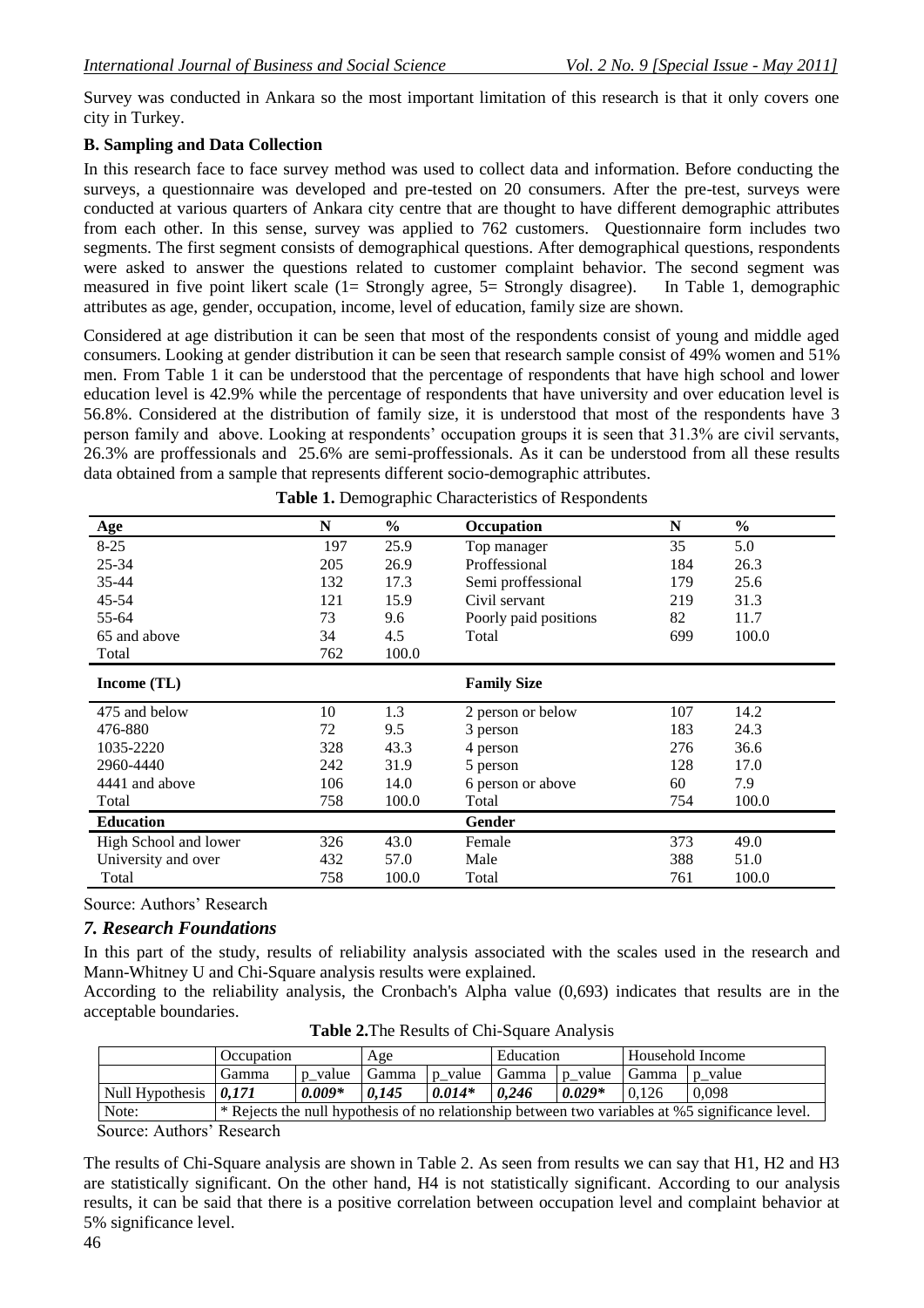Survey was conducted in Ankara so the most important limitation of this research is that it only covers one city in Turkey.

**B. Sampling and Data Collection**

In this research face to face survey method was used to collect data and information. Before conducting the surveys, a questionnaire was developed and pre-tested on 20 consumers. After the pre-test, surveys were conducted at various quarters of Ankara city centre that are thought to have different demographic attributes from each other. In this sense, survey was applied to 762 customers. Questionnaire form includes two segments. The first segment consists of demographical questions. After demographical questions, respondents were asked to answer the questions related to customer complaint behavior. The second segment was measured in five point likert scale (1= Strongly agree, 5= Strongly disagree). In Table 1, demographic attributes as age, gender, occupation, income, level of education, family size are shown.

Considered at age distribution it can be seen that most of the respondents consist of young and middle aged consumers. Looking at gender distribution it can be seen that research sample consist of 49% women and 51% men. From Table 1 it can be understood that the percentage of respondents that have high school and lower education level is 42.9% while the percentage of respondents that have university and over education level is 56.8%. Considered at the distribution of family size, it is understood that most of the respondents have 3 person family and above. Looking at respondents' occupation groups it is seen that 31.3% are civil servants, 26.3% are proffessionals and 25.6% are semi-proffessionals. As it can be understood from all these results data obtained from a sample that represents different socio-demographic attributes.

**Table 1.** Demographic Characteristics of Respondents

| **Age** | **N** | **%** | **Occupation** | **N** | **%** |
|---|---|---|---|---|---|
| 8-25 | 197 | 25.9 | Top manager | 35 | 5.0 |
| 25-34 | 205 | 26.9 | Proffessional | 184 | 26.3 |
| 35-44 | 132 | 17.3 | Semi proffessional | 179 | 25.6 |
| 45-54 | 121 | 15.9 | Civil servant | 219 | 31.3 |
| 55-64 | 73 | 9.6 | Poorly paid positions | 82 | 11.7 |
| 65 and above | 34 | 4.5 | Total | 699 | 100.0 |
| Total | 762 | 100.0 | | | |
| **Income (TL)** | | | **Family Size** | | |
| 475 and below | 10 | 1.3 | 2 person or below | 107 | 14.2 |
| 476-880 | 72 | 9.5 | 3 person | 183 | 24.3 |
| 1035-2220 | 328 | 43.3 | 4 person | 276 | 36.6 |
| 2960-4440 | 242 | 31.9 | 5 person | 128 | 17.0 |
| 4441 and above | 106 | 14.0 | 6 person or above | 60 | 7.9 |
| Total | 758 | 100.0 | Total | 754 | 100.0 |
| **Education** | | | **Gender** | | |
| High School and lower | 326 | 43.0 | Female | 373 | 49.0 |
| University and over | 432 | 57.0 | Male | 388 | 51.0 |
| Total | 758 | 100.0 | Total | 761 | 100.0 |

Source: Authors' Research

## *7. Research Foundations*

In this part of the study, results of reliability analysis associated with the scales used in the research and Mann-Whitney U and Chi-Square analysis results were explained.

According to the reliability analysis, the Cronbach's Alpha value (0,693) indicates that results are in the acceptable boundaries.

**Table 2.** The Results of Chi-Square Analysis

| | Occupation | | Age | | Education | | Household Income | |
|---|---|---|---|---|---|---|---|---|
| | Gamma | p_value | Gamma | p_value | Gamma | p_value | Gamma | p_value |
| Null Hypothesis | *0,171* | *0.009\** | *0,145* | *0.014\** | *0,246* | *0.029\** | 0,126 | 0,098 |
| Note: | * Rejects the null hypothesis of no relationship between two variables at %5 significance level. | | | | | | | |

Source: Authors' Research

The results of Chi-Square analysis are shown in Table 2. As seen from results we can say that H1, H2 and H3 are statistically significant. On the other hand, H4 is not statistically significant. According to our analysis results, it can be said that there is a positive correlation between occupation level and complaint behavior at 5% significance level.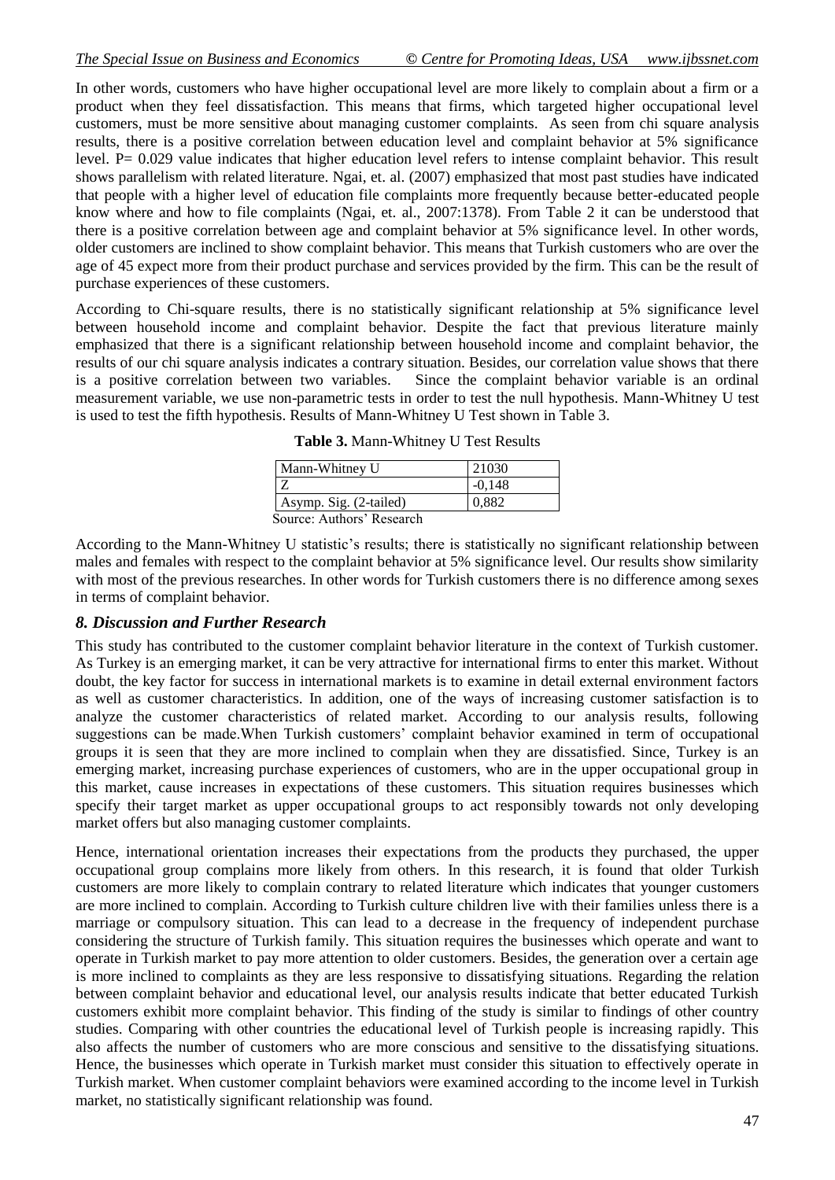In other words, customers who have higher occupational level are more likely to complain about a firm or a product when they feel dissatisfaction. This means that firms, which targeted higher occupational level customers, must be more sensitive about managing customer complaints. As seen from chi square analysis results, there is a positive correlation between education level and complaint behavior at 5% significance level. P= 0.029 value indicates that higher education level refers to intense complaint behavior. This result shows parallelism with related literature. Ngai, et. al. (2007) emphasized that most past studies have indicated that people with a higher level of education file complaints more frequently because better-educated people know where and how to file complaints (Ngai, et. al., 2007:1378). From Table 2 it can be understood that there is a positive correlation between age and complaint behavior at 5% significance level. In other words, older customers are inclined to show complaint behavior. This means that Turkish customers who are over the age of 45 expect more from their product purchase and services provided by the firm. This can be the result of purchase experiences of these customers.

According to Chi-square results, there is no statistically significant relationship at 5% significance level between household income and complaint behavior. Despite the fact that previous literature mainly emphasized that there is a significant relationship between household income and complaint behavior, the results of our chi square analysis indicates a contrary situation. Besides, our correlation value shows that there is a positive correlation between two variables. Since the complaint behavior variable is an ordinal measurement variable, we use non-parametric tests in order to test the null hypothesis. Mann-Whitney U test is used to test the fifth hypothesis. Results of Mann-Whitney U Test shown in Table 3.

**Table 3.** Mann-Whitney U Test Results

| | |
|---|---|
| Mann-Whitney U | 21030 |
| Z | -0,148 |
| Asymp. Sig. (2-tailed) | 0,882 |

Source: Authors' Research

According to the Mann-Whitney U statistic's results; there is statistically no significant relationship between males and females with respect to the complaint behavior at 5% significance level. Our results show similarity with most of the previous researches. In other words for Turkish customers there is no difference among sexes in terms of complaint behavior.

## *8. Discussion and Further Research*

This study has contributed to the customer complaint behavior literature in the context of Turkish customer. As Turkey is an emerging market, it can be very attractive for international firms to enter this market. Without doubt, the key factor for success in international markets is to examine in detail external environment factors as well as customer characteristics. In addition, one of the ways of increasing customer satisfaction is to analyze the customer characteristics of related market. According to our analysis results, following suggestions can be made.When Turkish customers' complaint behavior examined in term of occupational groups it is seen that they are more inclined to complain when they are dissatisfied. Since, Turkey is an emerging market, increasing purchase experiences of customers, who are in the upper occupational group in this market, cause increases in expectations of these customers. This situation requires businesses which specify their target market as upper occupational groups to act responsibly towards not only developing market offers but also managing customer complaints.

Hence, international orientation increases their expectations from the products they purchased, the upper occupational group complains more likely from others. In this research, it is found that older Turkish customers are more likely to complain contrary to related literature which indicates that younger customers are more inclined to complain. According to Turkish culture children live with their families unless there is a marriage or compulsory situation. This can lead to a decrease in the frequency of independent purchase considering the structure of Turkish family. This situation requires the businesses which operate and want to operate in Turkish market to pay more attention to older customers. Besides, the generation over a certain age is more inclined to complaints as they are less responsive to dissatisfying situations. Regarding the relation between complaint behavior and educational level, our analysis results indicate that better educated Turkish customers exhibit more complaint behavior. This finding of the study is similar to findings of other country studies. Comparing with other countries the educational level of Turkish people is increasing rapidly. This also affects the number of customers who are more conscious and sensitive to the dissatisfying situations. Hence, the businesses which operate in Turkish market must consider this situation to effectively operate in Turkish market. When customer complaint behaviors were examined according to the income level in Turkish market, no statistically significant relationship was found.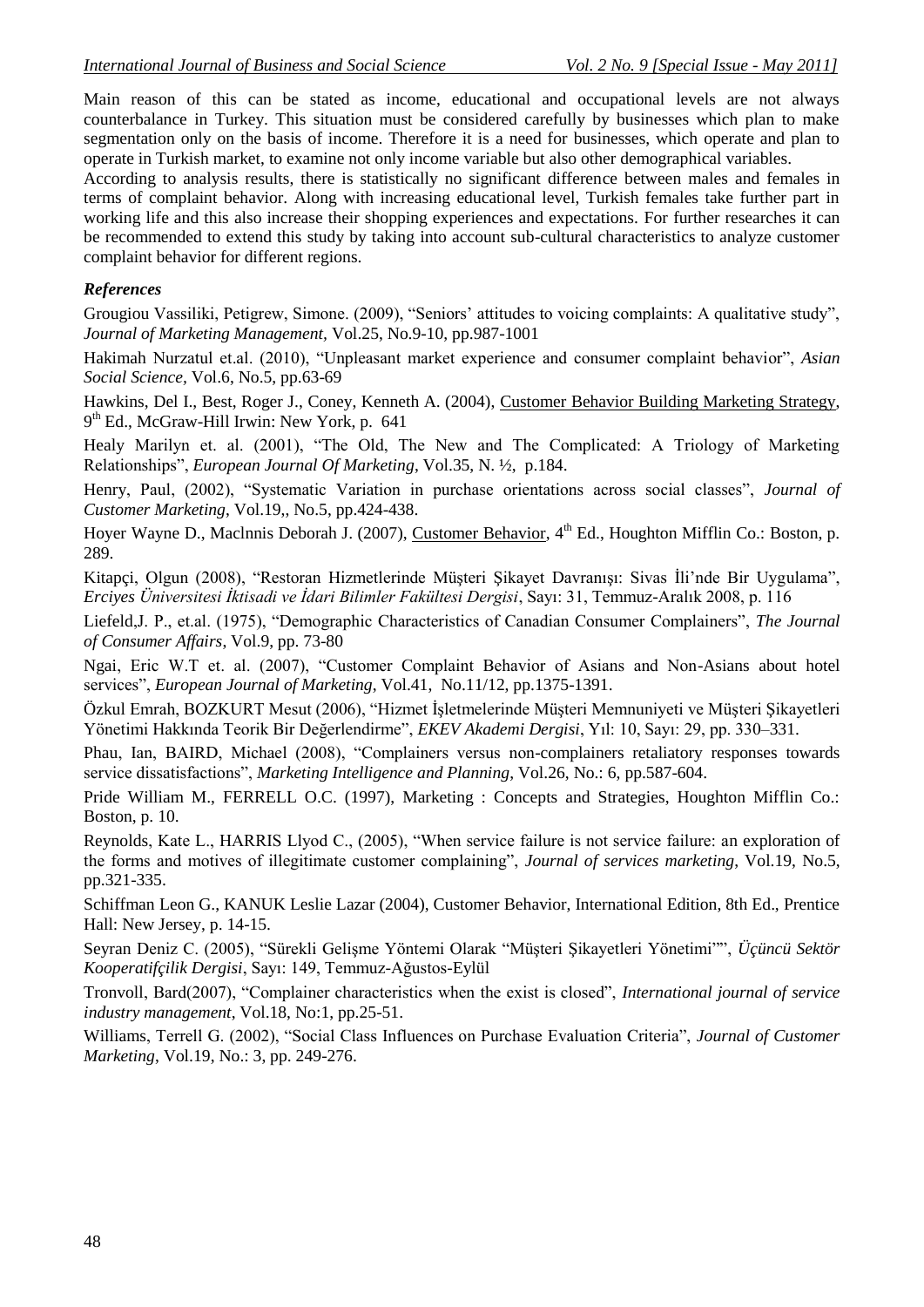Main reason of this can be stated as income, educational and occupational levels are not always counterbalance in Turkey. This situation must be considered carefully by businesses which plan to make segmentation only on the basis of income. Therefore it is a need for businesses, which operate and plan to operate in Turkish market, to examine not only income variable but also other demographical variables.

According to analysis results, there is statistically no significant difference between males and females in terms of complaint behavior. Along with increasing educational level, Turkish females take further part in working life and this also increase their shopping experiences and expectations. For further researches it can be recommended to extend this study by taking into account sub-cultural characteristics to analyze customer complaint behavior for different regions.

### *References*

Grougiou Vassiliki, Petigrew, Simone. (2009), "Seniors' attitudes to voicing complaints: A qualitative study", *Journal of Marketing Management*, Vol.25, No.9-10, pp.987-1001

Hakimah Nurzatul et.al. (2010), "Unpleasant market experience and consumer complaint behavior", *Asian Social Science*, Vol.6, No.5, pp.63-69

Hawkins, Del I., Best, Roger J., Coney, Kenneth A. (2004), Customer Behavior Building Marketing Strategy, 9th Ed., McGraw-Hill Irwin: New York, p. 641

Healy Marilyn et. al. (2001), "The Old, The New and The Complicated: A Triology of Marketing Relationships", *European Journal Of Marketing*, Vol.35, N. ½, p.184.

Henry, Paul, (2002), "Systematic Variation in purchase orientations across social classes", *Journal of Customer Marketing*, Vol.19,, No.5, pp.424-438.

Hoyer Wayne D., Maclnnis Deborah J. (2007), Customer Behavior, 4th Ed., Houghton Mifflin Co.: Boston, p. 289.

Kitapçi, Olgun (2008), "Restoran Hizmetlerinde Müşteri Şikayet Davranışı: Sivas İli'nde Bir Uygulama", *Erciyes Üniversitesi İktisadi ve İdari Bilimler Fakültesi Dergisi*, Sayı: 31, Temmuz-Aralık 2008, p. 116

Liefeld,J. P., et.al. (1975), "Demographic Characteristics of Canadian Consumer Complainers", *The Journal of Consumer Affairs*, Vol.9, pp. 73-80

Ngai, Eric W.T et. al. (2007), "Customer Complaint Behavior of Asians and Non-Asians about hotel services", *European Journal of Marketing*, Vol.41, No.11/12, pp.1375-1391.

Özkul Emrah, BOZKURT Mesut (2006), "Hizmet İşletmelerinde Müşteri Memnuniyeti ve Müşteri Şikayetleri Yönetimi Hakkında Teorik Bir Değerlendirme", *EKEV Akademi Dergisi*, Yıl: 10, Sayı: 29, pp. 330–331.

Phau, Ian, BAIRD, Michael (2008), "Complainers versus non-complainers retaliatory responses towards service dissatisfactions", *Marketing Intelligence and Planning*, Vol.26, No.: 6, pp.587-604.

Pride William M., FERRELL O.C. (1997), Marketing : Concepts and Strategies, Houghton Mifflin Co.: Boston, p. 10.

Reynolds, Kate L., HARRIS Llyod C., (2005), "When service failure is not service failure: an exploration of the forms and motives of illegitimate customer complaining", *Journal of services marketing*, Vol.19, No.5, pp.321-335.

Schiffman Leon G., KANUK Leslie Lazar (2004), Customer Behavior, International Edition, 8th Ed., Prentice Hall: New Jersey, p. 14-15.

Seyran Deniz C. (2005), "Sürekli Gelişme Yöntemi Olarak "Müşteri Şikayetleri Yönetimi"", *Üçüncü Sektör Kooperatifçilik Dergisi*, Sayı: 149, Temmuz-Ağustos-Eylül

Tronvoll, Bard(2007), "Complainer characteristics when the exist is closed", *International journal of service industry management*, Vol.18, No:1, pp.25-51.

Williams, Terrell G. (2002), "Social Class Influences on Purchase Evaluation Criteria", *Journal of Customer Marketing*, Vol.19, No.: 3, pp. 249-276.